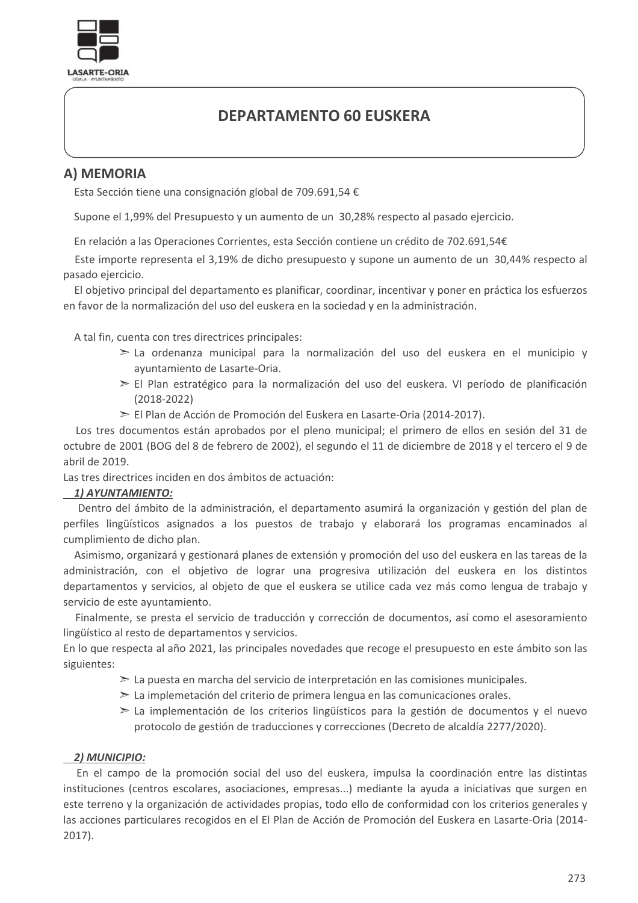# DEPARTAMENTO 60 EUSKERA

## A) MEMORIA

Esta Sección tiene una consignación global de 709.691,54 €

Supone el 1,99% del Presupuesto y un aumento de un 30,28% respecto al pasado ejercicio.

En relación a las Operaciones Corrientes, esta Sección contiene un crédito de 702.691,54€

Este importe representa el 3,19% de dicho presupuesto y supone un aumento de un 30,44% respecto al pasado ejercicio.

El objetivo principal del departamento es planificar, coordinar, incentivar y poner en práctica los esfuerzos en favor de la normalización del uso del euskera en la sociedad y en la administración.

A tal fin, cuenta con tres directrices principales:

- La ordenanza municipal para la normalización del uso del euskera en el municipio y ayuntamiento de Lasarte-Oria.
- El Plan estratégico para la normalización del uso del euskera. VI período de planificación (2018-2022)
- El Plan de Acción de Promoción del Euskera en Lasarte-Oria (2014-2017).

Los tres documentos están aprobados por el pleno municipal; el primero de ellos en sesión del 31 de octubre de 2001 (BOG del 8 de febrero de 2002), el segundo el 11 de diciembre de 2018 y el tercero el 9 de abril de 2019.

Las tres directrices inciden en dos ámbitos de actuación:

***1) AYUNTAMIENTO:***

Dentro del ámbito de la administración, el departamento asumirá la organización y gestión del plan de perfiles lingüísticos asignados a los puestos de trabajo y elaborará los programas encaminados al cumplimiento de dicho plan.

Asimismo, organizará y gestionará planes de extensión y promoción del uso del euskera en las tareas de la administración, con el objetivo de lograr una progresiva utilización del euskera en los distintos departamentos y servicios, al objeto de que el euskera se utilice cada vez más como lengua de trabajo y servicio de este ayuntamiento.

Finalmente, se presta el servicio de traducción y corrección de documentos, así como el asesoramiento lingüístico al resto de departamentos y servicios.

En lo que respecta al año 2021, las principales novedades que recoge el presupuesto en este ámbito son las siguientes:

- La puesta en marcha del servicio de interpretación en las comisiones municipales.
- La implemetación del criterio de primera lengua en las comunicaciones orales.
- La implementación de los criterios lingüísticos para la gestión de documentos y el nuevo protocolo de gestión de traducciones y correcciones (Decreto de alcaldía 2277/2020).

***2) MUNICIPIO:***

En el campo de la promoción social del uso del euskera, impulsa la coordinación entre las distintas instituciones (centros escolares, asociaciones, empresas...) mediante la ayuda a iniciativas que surgen en este terreno y la organización de actividades propias, todo ello de conformidad con los criterios generales y las acciones particulares recogidos en el El Plan de Acción de Promoción del Euskera en Lasarte-Oria (2014-2017).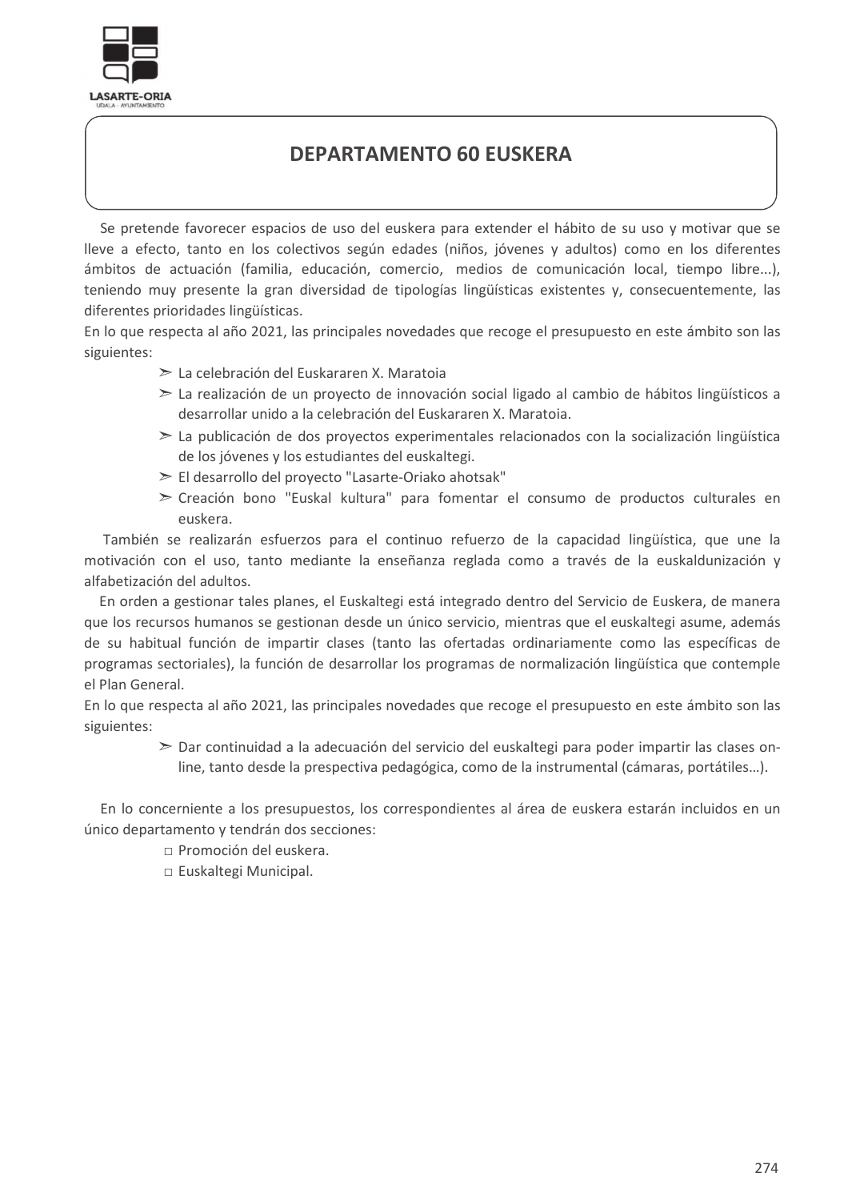# DEPARTAMENTO 60 EUSKERA

Se pretende favorecer espacios de uso del euskera para extender el hábito de su uso y motivar que se lleve a efecto, tanto en los colectivos según edades (niños, jóvenes y adultos) como en los diferentes ámbitos de actuación (familia, educación, comercio, medios de comunicación local, tiempo libre...), teniendo muy presente la gran diversidad de tipologías lingüísticas existentes y, consecuentemente, las diferentes prioridades lingüísticas.

En lo que respecta al año 2021, las principales novedades que recoge el presupuesto en este ámbito son las siguientes:

- La celebración del Euskararen X. Maratoia
- La realización de un proyecto de innovación social ligado al cambio de hábitos lingüísticos a desarrollar unido a la celebración del Euskararen X. Maratoia.
- La publicación de dos proyectos experimentales relacionados con la socialización lingüística de los jóvenes y los estudiantes del euskaltegi.
- El desarrollo del proyecto "Lasarte-Oriako ahotsak"
- Creación bono "Euskal kultura" para fomentar el consumo de productos culturales en euskera.

También se realizarán esfuerzos para el continuo refuerzo de la capacidad lingüística, que une la motivación con el uso, tanto mediante la enseñanza reglada como a través de la euskaldunización y alfabetización del adultos.

En orden a gestionar tales planes, el Euskaltegi está integrado dentro del Servicio de Euskera, de manera que los recursos humanos se gestionan desde un único servicio, mientras que el euskaltegi asume, además de su habitual función de impartir clases (tanto las ofertadas ordinariamente como las específicas de programas sectoriales), la función de desarrollar los programas de normalización lingüística que contemple el Plan General.

En lo que respecta al año 2021, las principales novedades que recoge el presupuesto en este ámbito son las siguientes:

- Dar continuidad a la adecuación del servicio del euskaltegi para poder impartir las clases on-line, tanto desde la prespectiva pedagógica, como de la instrumental (cámaras, portátiles…).

En lo concerniente a los presupuestos, los correspondientes al área de euskera estarán incluidos en un único departamento y tendrán dos secciones:

- □ Promoción del euskera.
- □ Euskaltegi Municipal.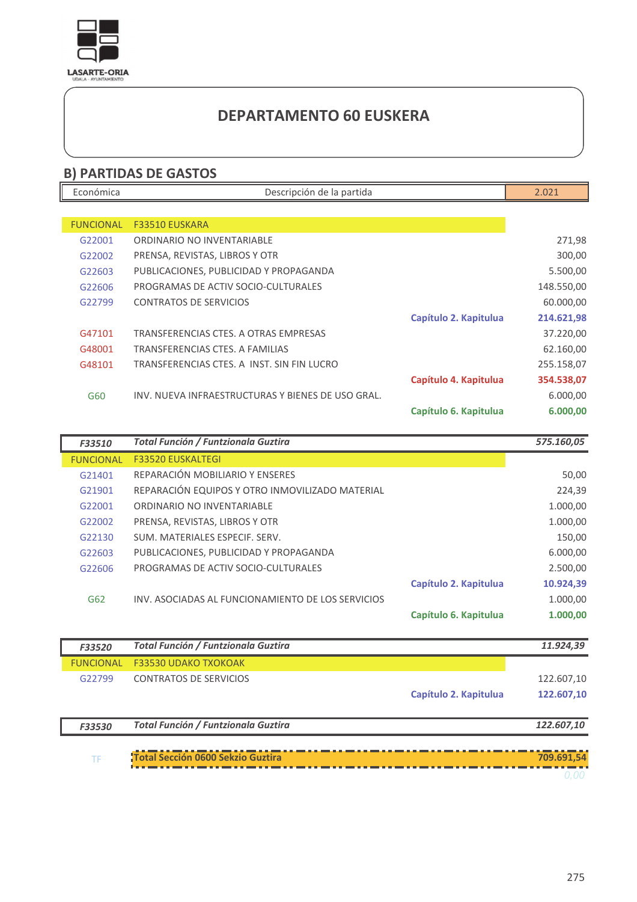LASARTE-ORIA
UDALA - AYUNTAMIENTO

# DEPARTAMENTO 60 EUSKERA

## B) PARTIDAS DE GASTOS

| Económica | Descripción de la partida | | 2.021 |
|---|---|---|---|
| FUNCIONAL | F33510 EUSKARA | | |
| G22001 | ORDINARIO NO INVENTARIABLE | | 271,98 |
| G22002 | PRENSA, REVISTAS, LIBROS Y OTR | | 300,00 |
| G22603 | PUBLICACIONES, PUBLICIDAD Y PROPAGANDA | | 5.500,00 |
| G22606 | PROGRAMAS DE ACTIV SOCIO-CULTURALES | | 148.550,00 |
| G22799 | CONTRATOS DE SERVICIOS | | 60.000,00 |
| | | **Capítulo 2. Kapitulua** | **214.621,98** |
| G47101 | TRANSFERENCIAS CTES. A OTRAS EMPRESAS | | 37.220,00 |
| G48001 | TRANSFERENCIAS CTES. A FAMILIAS | | 62.160,00 |
| G48101 | TRANSFERENCIAS CTES. A INST. SIN FIN LUCRO | | 255.158,07 |
| | | **Capítulo 4. Kapitulua** | **354.538,07** |
| G60 | INV. NUEVA INFRAESTRUCTURAS Y BIENES DE USO GRAL. | | 6.000,00 |
| | | **Capítulo 6. Kapitulua** | **6.000,00** |
| ***F33510*** | ***Total Función / Funtzionala Guztira*** | | ***575.160,05*** |
| FUNCIONAL | F33520 EUSKALTEGI | | |
| G21401 | REPARACIÓN MOBILIARIO Y ENSERES | | 50,00 |
| G21901 | REPARACIÓN EQUIPOS Y OTRO INMOVILIZADO MATERIAL | | 224,39 |
| G22001 | ORDINARIO NO INVENTARIABLE | | 1.000,00 |
| G22002 | PRENSA, REVISTAS, LIBROS Y OTR | | 1.000,00 |
| G22130 | SUM. MATERIALES ESPECIF. SERV. | | 150,00 |
| G22603 | PUBLICACIONES, PUBLICIDAD Y PROPAGANDA | | 6.000,00 |
| G22606 | PROGRAMAS DE ACTIV SOCIO-CULTURALES | | 2.500,00 |
| | | **Capítulo 2. Kapitulua** | **10.924,39** |
| G62 | INV. ASOCIADAS AL FUNCIONAMIENTO DE LOS SERVICIOS | | 1.000,00 |
| | | **Capítulo 6. Kapitulua** | **1.000,00** |
| ***F33520*** | ***Total Función / Funtzionala Guztira*** | | ***11.924,39*** |
| FUNCIONAL | F33530 UDAKO TXOKOAK | | |
| G22799 | CONTRATOS DE SERVICIOS | | 122.607,10 |
| | | **Capítulo 2. Kapitulua** | **122.607,10** |
| ***F33530*** | ***Total Función / Funtzionala Guztira*** | | ***122.607,10*** |
| TF | **Total Sección 0600 Sekzio Guztira** | | **709.691,54** |
| | | | 0,00 |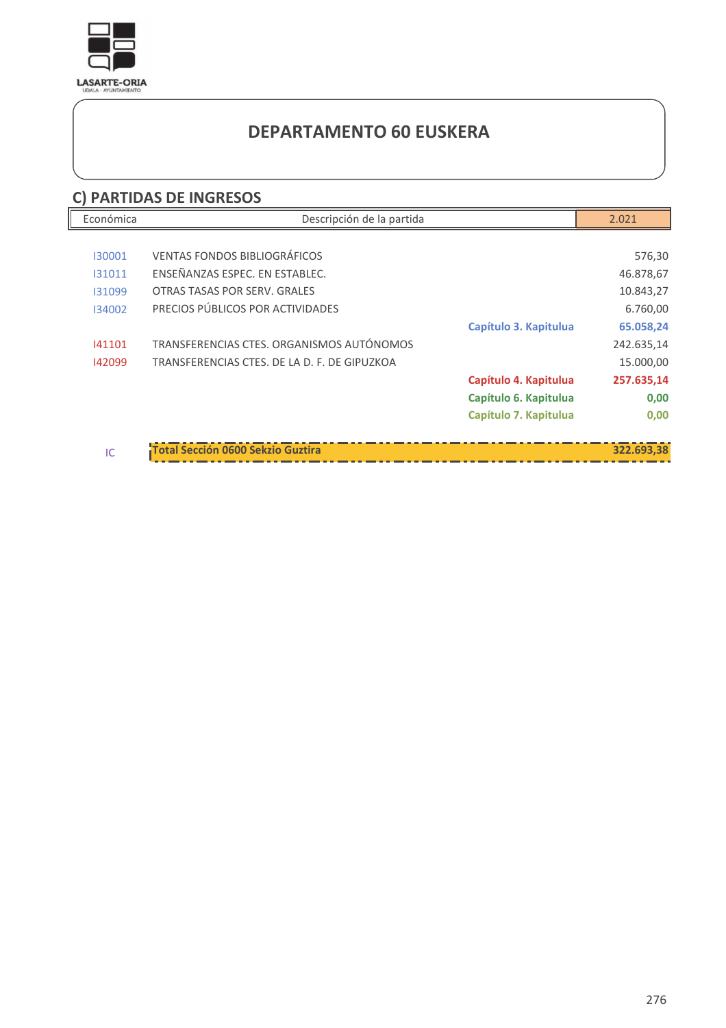LASARTE-ORIA
UDALA - AYUNTAMIENTO

# DEPARTAMENTO 60 EUSKERA

## C) PARTIDAS DE INGRESOS

| Económica | Descripción de la partida | | 2.021 |
|---|---|---|---|
| I30001 | VENTAS FONDOS BIBLIOGRÁFICOS | | 576,30 |
| I31011 | ENSEÑANZAS ESPEC. EN ESTABLEC. | | 46.878,67 |
| I31099 | OTRAS TASAS POR SERV. GRALES | | 10.843,27 |
| I34002 | PRECIOS PÚBLICOS POR ACTIVIDADES | | 6.760,00 |
| | | **Capítulo 3. Kapitulua** | **65.058,24** |
| I41101 | TRANSFERENCIAS CTES. ORGANISMOS AUTÓNOMOS | | 242.635,14 |
| I42099 | TRANSFERENCIAS CTES. DE LA D. F. DE GIPUZKOA | | 15.000,00 |
| | | **Capítulo 4. Kapitulua** | **257.635,14** |
| | | **Capítulo 6. Kapitulua** | **0,00** |
| | | **Capítulo 7. Kapitulua** | **0,00** |
| IC | **Total Sección 0600 Sekzio Guztira** | | **322.693,38** |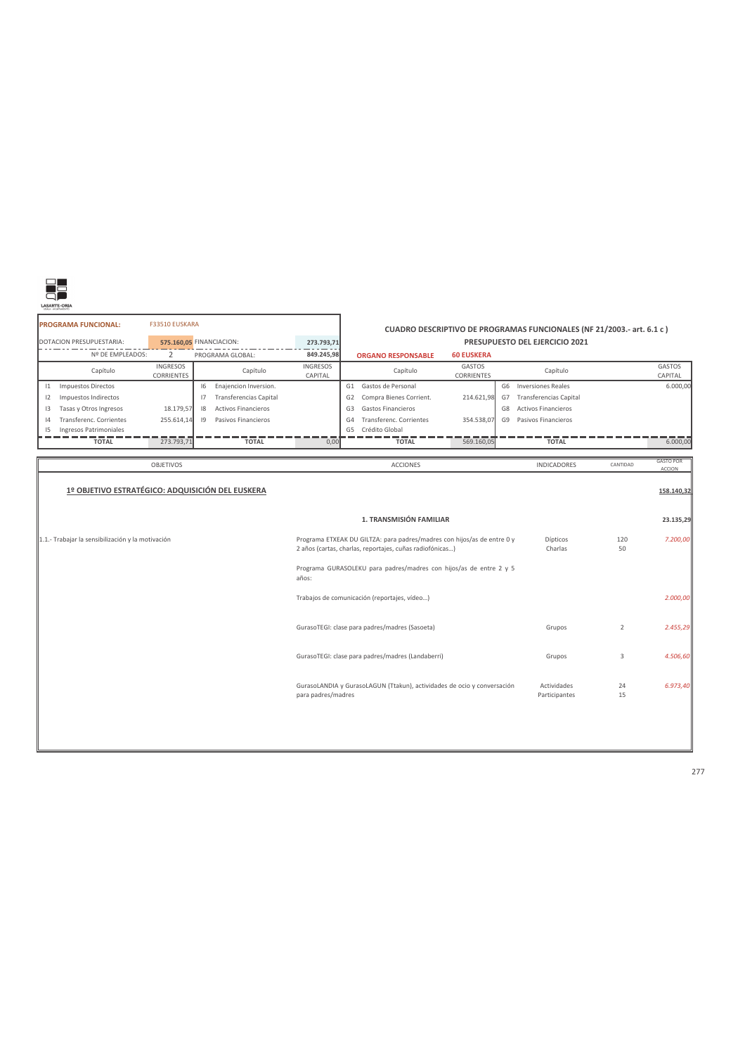LASARTE-ORIA

| PROGRAMA FUNCIONAL: | F33510 EUSKARA | | |
|---|---|---|---|
| DOTACION PRESUPUESTARIA: | 575.160,05 | FINANCIACION: | 273.793,71 |
| Nº DE EMPLEADOS: | 2 | PROGRAMA GLOBAL: | 849.245,98 |

**CUADRO DESCRIPTIVO DE PROGRAMAS FUNCIONALES (NF 21/2003.- art. 6.1 c )**

**PRESUPUESTO DEL EJERCICIO 2021**

**ORGANO RESPONSABLE** **60 EUSKERA**

| Capítulo | INGRESOS CORRIENTES | Capítulo | INGRESOS CAPITAL | Capítulo | GASTOS CORRIENTES | Capítulo | GASTOS CAPITAL |
|---|---|---|---|---|---|---|---|
| I1 Impuestos Directos | | I6 Enajencion Inversion. | | G1 Gastos de Personal | | G6 Inversiones Reales | 6.000,00 |
| I2 Impuestos Indirectos | | I7 Transferencias Capital | | G2 Compra Bienes Corrient. | 214.621,98 | G7 Transferencias Capital | |
| I3 Tasas y Otros Ingresos | 18.179,57 | I8 Activos Financieros | | G3 Gastos Financieros | | G8 Activos Financieros | |
| I4 Transferenc. Corrientes | 255.614,14 | I9 Pasivos Financieros | | G4 Transferenc. Corrientes | 354.538,07 | G9 Pasivos Financieros | |
| I5 Ingresos Patrimoniales | | | | G5 Crédito Global | | | |
| TOTAL | 273.793,71 | TOTAL | 0,00 | TOTAL | 569.160,05 | TOTAL | 6.000,00 |

| OBJETIVOS | ACCIONES | INDICADORES | CANTIDAD | GASTO POR ACCION |
|---|---|---|---|---|
| **1º OBJETIVO ESTRATÉGICO: ADQUISICIÓN DEL EUSKERA** | | | | **158.140,32** |
| | **1. TRANSMISIÓN FAMILIAR** | | | **23.135,29** |
| 1.1.- Trabajar la sensibilización y la motivación | Programa ETXEAK DU GILTZA: para padres/madres con hijos/as de entre 0 y 2 años (cartas, charlas, reportajes, cuñas radiofónicas…) | Dípticos<br>Charlas | 120<br>50 | *7.200,00* |
| | Programa GURASOLEKU para padres/madres con hijos/as de entre 2 y 5 años: | | | |
| | Trabajos de comunicación (reportajes, vídeo…) | | | *2.000,00* |
| | GurasoTEGI: clase para padres/madres (Sasoeta) | Grupos | 2 | *2.455,29* |
| | GurasoTEGI: clase para padres/madres (Landaberri) | Grupos | 3 | *4.506,60* |
| | GurasoLANDIA y GurasoLAGUN (Ttakun), actividades de ocio y conversación para padres/madres | Actividades<br>Participantes | 24<br>15 | *6.973,40* |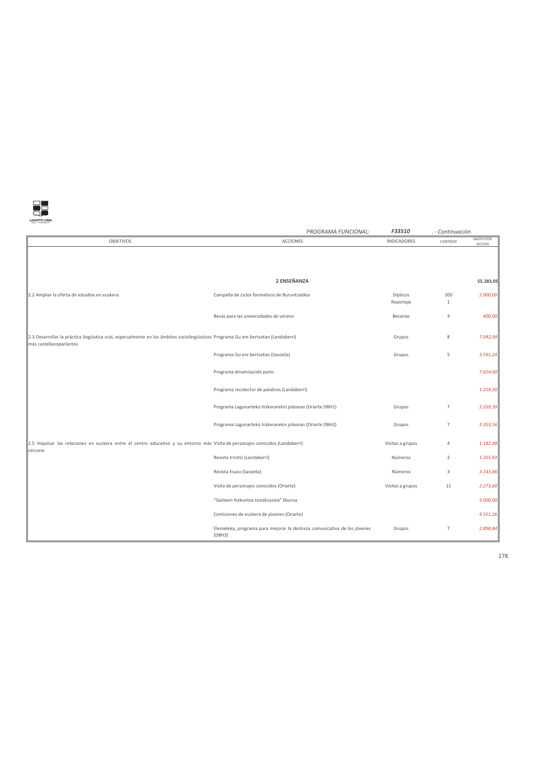| | | PROGRAMA FUNCIONAL: | F33510 | . - Continuación |
|---|---|---|---|---|

| OBJETIVOS | ACCIONES | INDICADORES | CANTIDAD | GASTO POR ACCION |
|---|---|---|---|---|
| | **2 ENSEÑANZA** | | | **55.283,05** |
| 2.2 Ampliar la oferta de estudios en euskera | Campaña de ciclos formativos de Buruntzaldea | Dípticos<br>Reportaje | 200<br>1 | *2.000,00* |
| | Becas para las universidades de verano | Becarias | 4 | *400,00* |
| 2.3 Desarrollar la práctica lingüística oral, especialmente en los ámbitos sociolingüísticos más castellanoparlantes | Programa Gu ere bertsotan (Landaberri) | Grupos | 8 | *7.042,99* |
| | Programa Gu ere bertsotan (Sasoeta) | Grupos | 5 | *3.591,24* |
| | Programa dinamización patio | | | *7.624,00* |
| | Programa recolector de palabras (Landaberri) | | | *1.319,50* |
| | Programa Lagunarteko hizkerarekin jolasean (Oriarte DBH1) | Grupos | 7 | *2.259,39* |
| | Programa Lagunarteko hizkerarekin jolasean (Oriarte DBH2) | Grupos | 7 | *3.353,56* |
| 2.5 Impulsar las relaciones en euskera entre el centro educativo y su entorno más cercano | Visita de personajes conocidos (Landaberri) | Visitas a grupos | 4 | *1.182,48* |
| | Revista Irrintzi (Landaberri) | Números | 2 | *1.355,03* |
| | Revista Esazu (Sasoeta) | Números | 3 | *3.143,46* |
| | Visita de personajes conocidos (Oriarte) | Visitas a grupos | 11 | *2.273,60* |
| | "Gazteen hizkuntza sozializazioa" liburua | | | *5.000,00* |
| | Comisiones de euskera de jóvenes (Oriarte) | | | *4.551,26* |
| | Elemeleka, programa para mejorar la destreza comunicativa de los jóvenes (DBH3) | Grupos | 7 | *2.898,84* |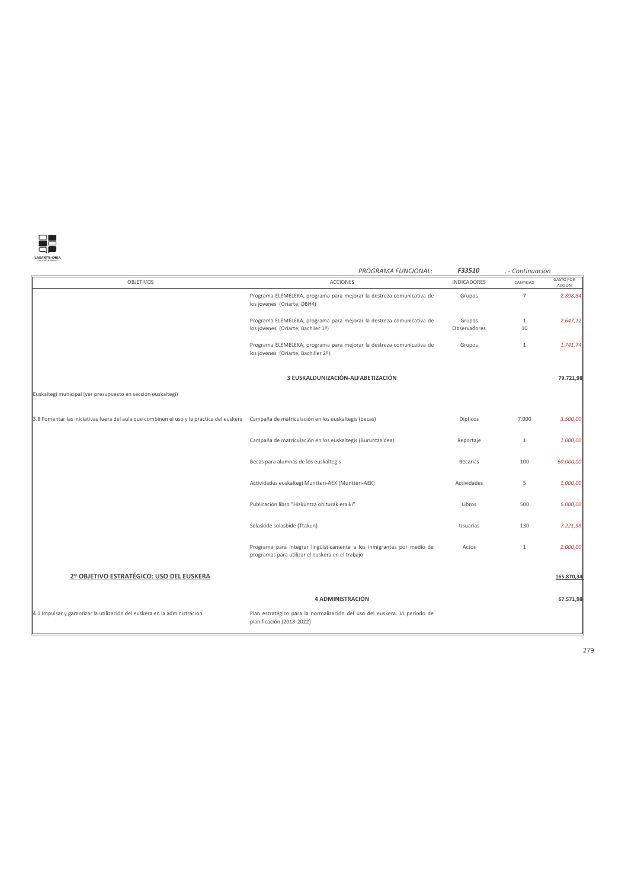PROGRAMA FUNCIONAL: **F33510** . - Continuación

| OBJETIVOS | ACCIONES | INDICADORES | CANTIDAD | GASTO POR ACCION |
|---|---|---|---|---|
| | Programa ELEMELEKA, programa para mejorar la destreza comunicativa de los jóvenes (Oriarte, DBH4) | Grupos | 7 | *2.898,84* |
| | Programa ELEMELEKA, programa para mejorar la destreza comunicativa de los jóvenes (Oriarte, Bachiler 1º) | Grupos<br>Observadores | 1<br>10 | *2.647,12* |
| | Programa ELEMELEKA, programa para mejorar la destreza comunicativa de los jóvenes (Oriarte, Bachiller 2º) | Grupos | 1 | *1.741,74* |
| | **3 EUSKALDUNIZAZIÓN-ALFABETIZACIÓN** | | | **79.721,98** |
| Euskaltegi municipal (ver presupuesto en sección euskaltegi) | | | | |
| 3.8 Fomentar las iniciativas fuera del aula que combinen el uso y la práctica del euskera | Campaña de matriculación en los euskaltegis (becas) | Dípticos | 7.000 | *3.500,00* |
| | Campaña de matriculación en los euskaltegis (Buruntzaldea) | Reportaje | 1 | *1.000,00* |
| | Becas para alumnas de los euskaltegis | Becarias | 100 | *60.000,00* |
| | Actividades euskaltegi Muntteri-AEK (Muntteri-AEK) | Actividades | 5 | *1.000,00* |
| | Publicación libro "Hizkuntza ohiturak eraiki" | Libros | 500 | *5.000,00* |
| | Solaskide solasbide (Ttakun) | Usuarias | 130 | *7.221,98* |
| | Programa para integrar lingüísticamente a los inmigrantes por medio de programas para utilizar el euskera en el trabajo | Actos | 1 | *2.000,00* |
| **2º OBJETIVO ESTRATÉGICO: USO DEL EUSKERA** | | | | **165.870,34** |
| | **4 ADMINISTRACIÓN** | | | **67.571,98** |
| 4.1 Impulsar y garantizar la utilización del euskera en la administración | Plan estratégico para la normalización del uso del euskera. VI período de planificación (2018-2022) | | | |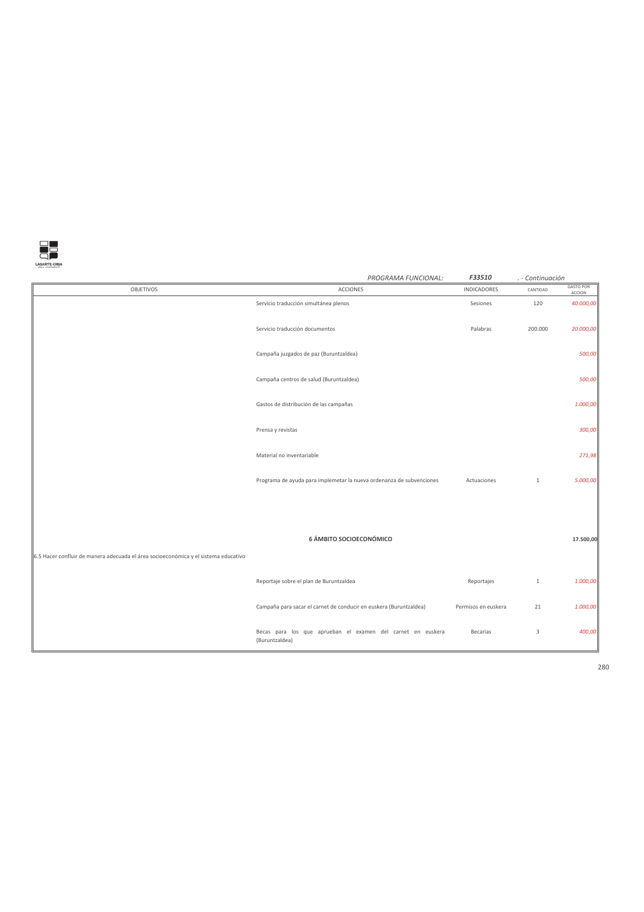PROGRAMA FUNCIONAL: *F33510* . - *Continuación*

| OBJETIVOS | ACCIONES | INDICADORES | CANTIDAD | GASTO POR ACCION |
|---|---|---|---|---|
| | Servicio traducción simultánea plenos | Sesiones | 120 | 40.000,00 |
| | Servicio traducción documentos | Palabras | 200.000 | 20.000,00 |
| | Campaña juzgados de paz (Buruntzaldea) | | | 500,00 |
| | Campaña centros de salud (Buruntzaldea) | | | 500,00 |
| | Gastos de distribución de las campañas | | | 1.000,00 |
| | Prensa y revistas | | | 300,00 |
| | Material no inventariable | | | 271,98 |
| | Programa de ayuda para implemetar la nueva ordenanza de subvenciones | Actuaciones | 1 | 5.000,00 |
| | **6 ÁMBITO SOCIOECONÓMICO** | | | **17.500,00** |
| 6.5 Hacer confluir de manera adecuada el área socioeconómica y el sistema educativo | | | | |
| | Reportaje sobre el plan de Buruntzaldea | Reportajes | 1 | 1.000,00 |
| | Campaña para sacar el carnet de conducir en euskera (Buruntzaldea) | Permisos en euskera | 21 | 1.000,00 |
| | Becas para los que aprueban el examen del carnet en euskera (Buruntzaldea) | Becarias | 3 | 400,00 |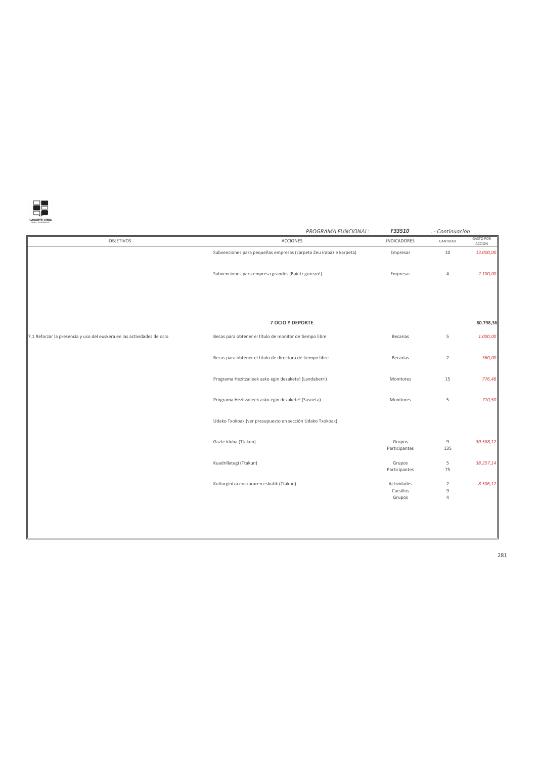*PROGRAMA FUNCIONAL:* ***F33510*** *. - Continuación*

| OBJETIVOS | ACCIONES | INDICADORES | CANTIDAD | GASTO POR ACCION |
|---|---|---|---|---|
| | Subvenciones para pequeñas empresas (carpeta Zeu irabazle karpeta) | Empresas | 10 | *13.000,00* |
| | Subvenciones para empresa grandes (Baietz gurean!) | Empresas | 4 | *2.100,00* |
| | **7 OCIO Y DEPORTE** | | | **80.798,36** |
| 7.1 Reforzar la presencia y uso del euskera en las actividades de ocio | Becas para obtener el título de monitor de tiempo libre | Becarias | 5 | *1.000,00* |
| | Becas para obtener el título de directora de tiempo libre | Becarias | 2 | *360,00* |
| | Programa Hezitzaileek asko egin dezakete! (Landaberri) | Monitores | 15 | *776,48* |
| | Programa Hezitzaileek asko egin dezakete! (Sasoeta) | Monitores | 5 | *710,50* |
| | Udako Txokoak (ver presupuesto en sección Udako Txokoak) | | | |
| | Gazte kluba (Ttakun) | Grupos<br>Participantes | 9<br>135 | *30.588,12* |
| | Kuadrillategi (Ttakun) | Grupos<br>Participantes | 5<br>75 | *38.257,14* |
| | Kulturgintza euskararen eskutik (Ttakun) | Actividades<br>Cursillos<br>Grupos | 2<br>9<br>4 | *8.506,12* |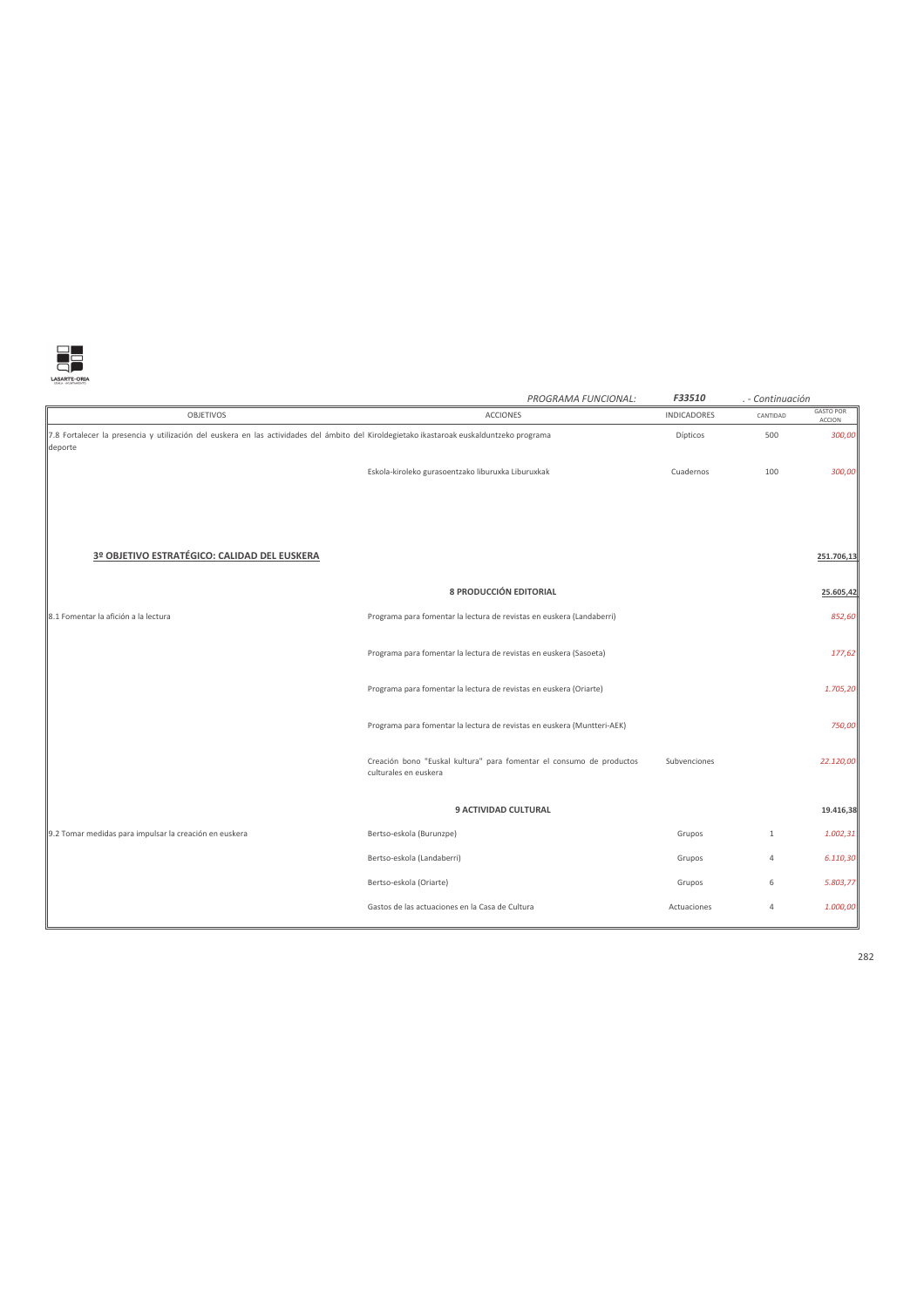| | | PROGRAMA FUNCIONAL: | F33510 | . - Continuación |
|---|---|---|---|---|
| OBJETIVOS | ACCIONES | INDICADORES | CANTIDAD | GASTO POR ACCION |
| 7.8 Fortalecer la presencia y utilización del euskera en las actividades del ámbito del deporte | Kiroldegietako ikastaroak euskalduntzeko programa | Dípticos | 500 | *300,00* |
| | Eskola-kiroleko gurasoentzako liburuxka Liburuxkak | Cuadernos | 100 | *300,00* |
| **3º OBJETIVO ESTRATÉGICO: CALIDAD DEL EUSKERA** | | | | **251.706,13** |
| | **8 PRODUCCIÓN EDITORIAL** | | | **25.605,42** |
| 8.1 Fomentar la afición a la lectura | Programa para fomentar la lectura de revistas en euskera (Landaberri) | | | *852,60* |
| | Programa para fomentar la lectura de revistas en euskera (Sasoeta) | | | *177,62* |
| | Programa para fomentar la lectura de revistas en euskera (Oriarte) | | | *1.705,20* |
| | Programa para fomentar la lectura de revistas en euskera (Muntteri-AEK) | | | *750,00* |
| | Creación bono "Euskal kultura" para fomentar el consumo de productos culturales en euskera | Subvenciones | | *22.120,00* |
| | **9 ACTIVIDAD CULTURAL** | | | **19.416,38** |
| 9.2 Tomar medidas para impulsar la creación en euskera | Bertso-eskola (Burunzpe) | Grupos | 1 | *1.002,31* |
| | Bertso-eskola (Landaberri) | Grupos | 4 | *6.110,30* |
| | Bertso-eskola (Oriarte) | Grupos | 6 | *5.803,77* |
| | Gastos de las actuaciones en la Casa de Cultura | Actuaciones | 4 | *1.000,00* |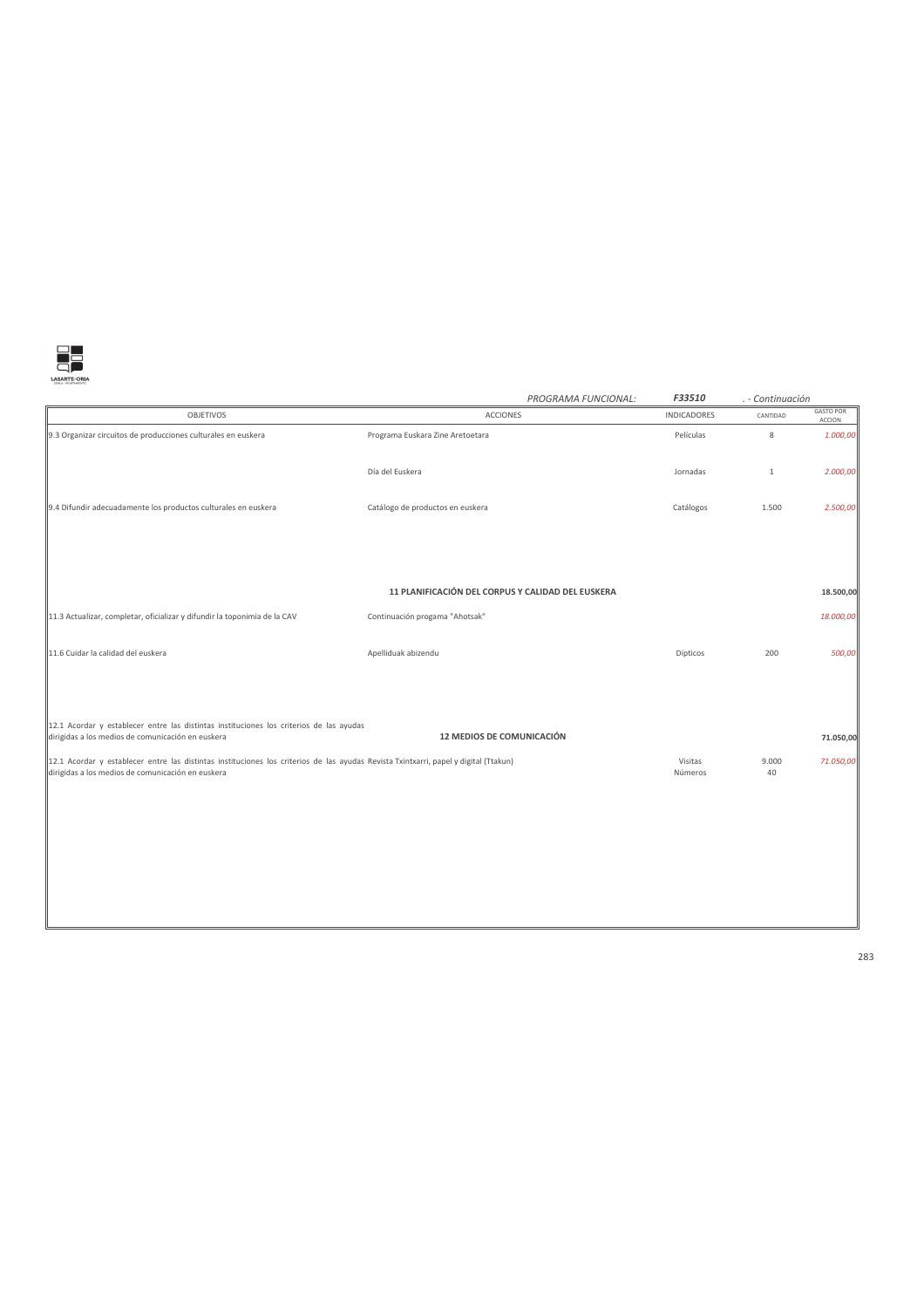| | PROGRAMA FUNCIONAL: | F33510 | . - Continuación | |
|---|---|---|---|---|
| OBJETIVOS | ACCIONES | INDICADORES | CANTIDAD | GASTO POR ACCION |
| 9.3 Organizar circuitos de producciones culturales en euskera | Programa Euskara Zine Aretoetara | Películas | 8 | 1.000,00 |
| | Día del Euskera | Jornadas | 1 | 2.000,00 |
| 9.4 Difundir adecuadamente los productos culturales en euskera | Catálogo de productos en euskera | Catálogos | 1.500 | 2.500,00 |
| | **11 PLANIFICACIÓN DEL CORPUS Y CALIDAD DEL EUSKERA** | | | **18.500,00** |
| 11.3 Actualizar, completar, oficializar y difundir la toponimia de la CAV | Continuación progama "Ahotsak" | | | 18.000,00 |
| 11.6 Cuidar la calidad del euskera | Apelliduak abizendu | Dípticos | 200 | 500,00 |
| 12.1 Acordar y establecer entre las distintas instituciones los criterios de las ayudas dirigidas a los medios de comunicación en euskera | **12 MEDIOS DE COMUNICACIÓN** | | | **71.050,00** |
| 12.1 Acordar y establecer entre las distintas instituciones los criterios de las ayudas dirigidas a los medios de comunicación en euskera | Revista Txintxarri, papel y digital (Ttakun) | Visitas<br>Números | 9.000<br>40 | 71.050,00 |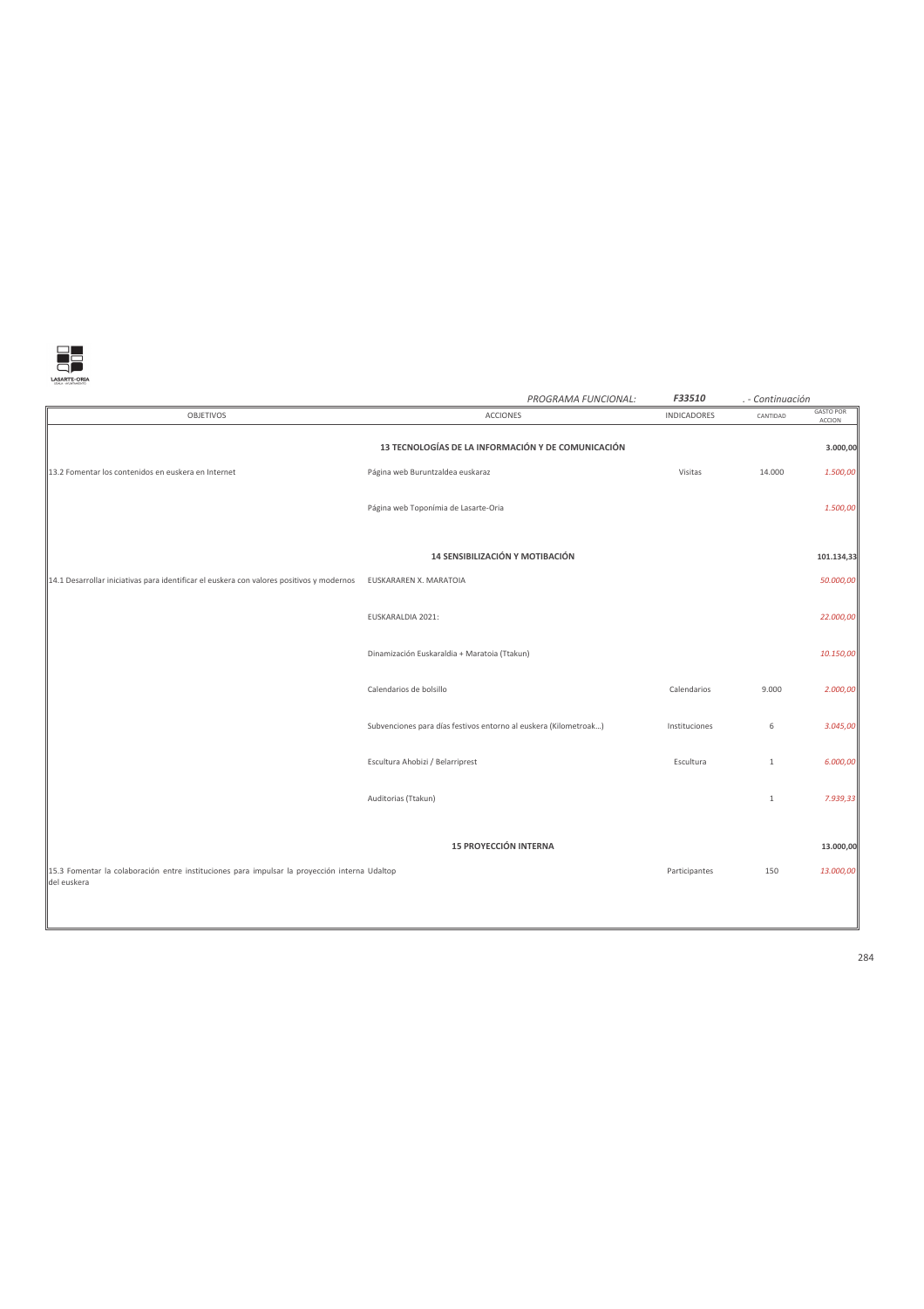PROGRAMA FUNCIONAL: *F33510* . - *Continuación*

| OBJETIVOS | ACCIONES | INDICADORES | CANTIDAD | GASTO POR ACCION |
|---|---|---|---|---|
| | **13 TECNOLOGÍAS DE LA INFORMACIÓN Y DE COMUNICACIÓN** | | | **3.000,00** |
| 13.2 Fomentar los contenidos en euskera en Internet | Página web Buruntzaldea euskaraz | Visitas | 14.000 | *1.500,00* |
| | Página web Toponímia de Lasarte-Oria | | | *1.500,00* |
| | **14 SENSIBILIZACIÓN Y MOTIBACIÓN** | | | **101.134,33** |
| 14.1 Desarrollar iniciativas para identificar el euskera con valores positivos y modernos | EUSKARAREN X. MARATOIA | | | *50.000,00* |
| | EUSKARALDIA 2021: | | | *22.000,00* |
| | Dinamización Euskaraldia + Maratoia (Ttakun) | | | *10.150,00* |
| | Calendarios de bolsillo | Calendarios | 9.000 | *2.000,00* |
| | Subvenciones para días festivos entorno al euskera (Kilometroak...) | Instituciones | 6 | *3.045,00* |
| | Escultura Ahobizi / Belarriprest | Escultura | 1 | *6.000,00* |
| | Auditorias (Ttakun) | | 1 | *7.939,33* |
| | **15 PROYECCIÓN INTERNA** | | | **13.000,00** |
| 15.3 Fomentar la colaboración entre instituciones para impulsar la proyección interna del euskera | Udaltop | Participantes | 150 | *13.000,00* |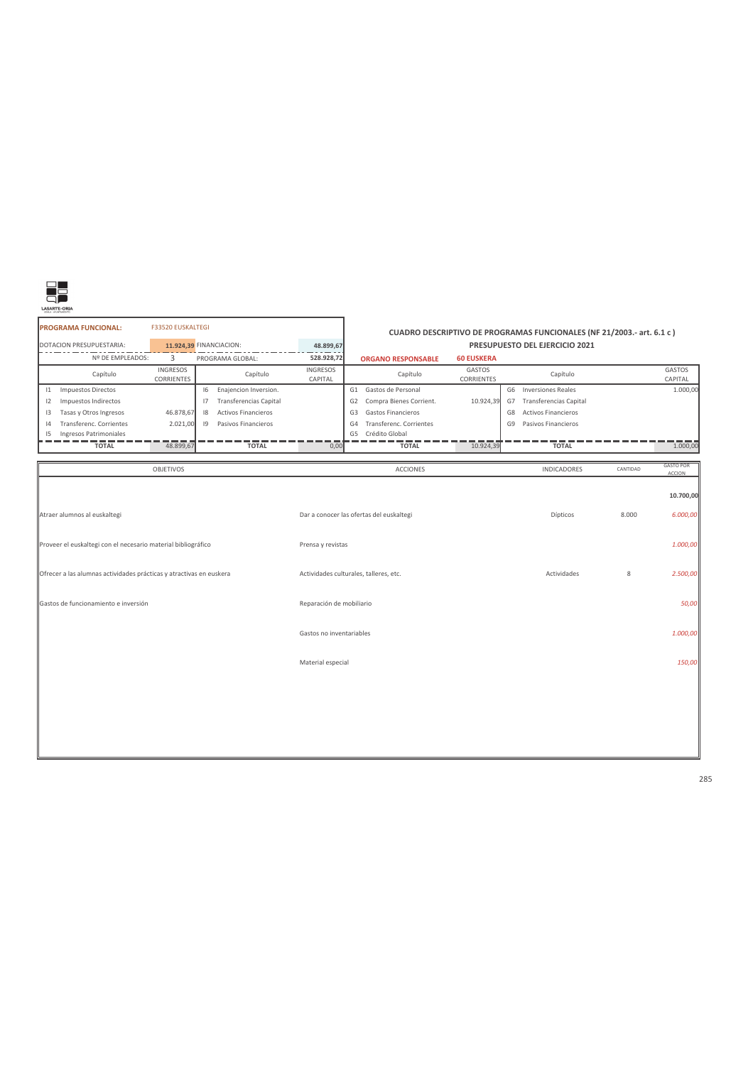LASARTE-ORIA

| PROGRAMA FUNCIONAL: | F33520 EUSKALTEGI | | |
|---|---|---|---|
| DOTACION PRESUPUESTARIA: | 11.924,39 | FINANCIACION: | 48.899,67 |
| Nº DE EMPLEADOS: | 3 | PROGRAMA GLOBAL: | 528.928,72 |

**CUADRO DESCRIPTIVO DE PROGRAMAS FUNCIONALES (NF 21/2003.- art. 6.1 c )**

**PRESUPUESTO DEL EJERCICIO 2021**

**ORGANO RESPONSABLE** **60 EUSKERA**

| Capítulo | INGRESOS CORRIENTES | Capítulo | INGRESOS CAPITAL | Capítulo | GASTOS CORRIENTES | Capítulo | GASTOS CAPITAL |
|---|---|---|---|---|---|---|---|
| I1 Impuestos Directos | | I6 Enajencion Inversion. | | G1 Gastos de Personal | | G6 Inversiones Reales | 1.000,00 |
| I2 Impuestos Indirectos | | I7 Transferencias Capital | | G2 Compra Bienes Corrient. | 10.924,39 | G7 Transferencias Capital | |
| I3 Tasas y Otros Ingresos | 46.878,67 | I8 Activos Financieros | | G3 Gastos Financieros | | G8 Activos Financieros | |
| I4 Transferenc. Corrientes | 2.021,00 | I9 Pasivos Financieros | | G4 Transferenc. Corrientes | | G9 Pasivos Financieros | |
| I5 Ingresos Patrimoniales | | | | G5 Crédito Global | | | |
| TOTAL | 48.899,67 | TOTAL | 0,00 | TOTAL | 10.924,39 | TOTAL | 1.000,00 |

| OBJETIVOS | ACCIONES | INDICADORES | CANTIDAD | GASTO POR ACCION |
|---|---|---|---|---|
| | | | | **10.700,00** |
| Atraer alumnos al euskaltegi | Dar a conocer las ofertas del euskaltegi | Dípticos | 8.000 | *6.000,00* |
| Proveer el euskaltegi con el necesario material bibliográfico | Prensa y revistas | | | *1.000,00* |
| Ofrecer a las alumnas actividades prácticas y atractivas en euskera | Actividades culturales, talleres, etc. | Actividades | 8 | *2.500,00* |
| Gastos de funcionamiento e inversión | Reparación de mobiliario | | | *50,00* |
| | Gastos no inventariables | | | *1.000,00* |
| | Material especial | | | *150,00* |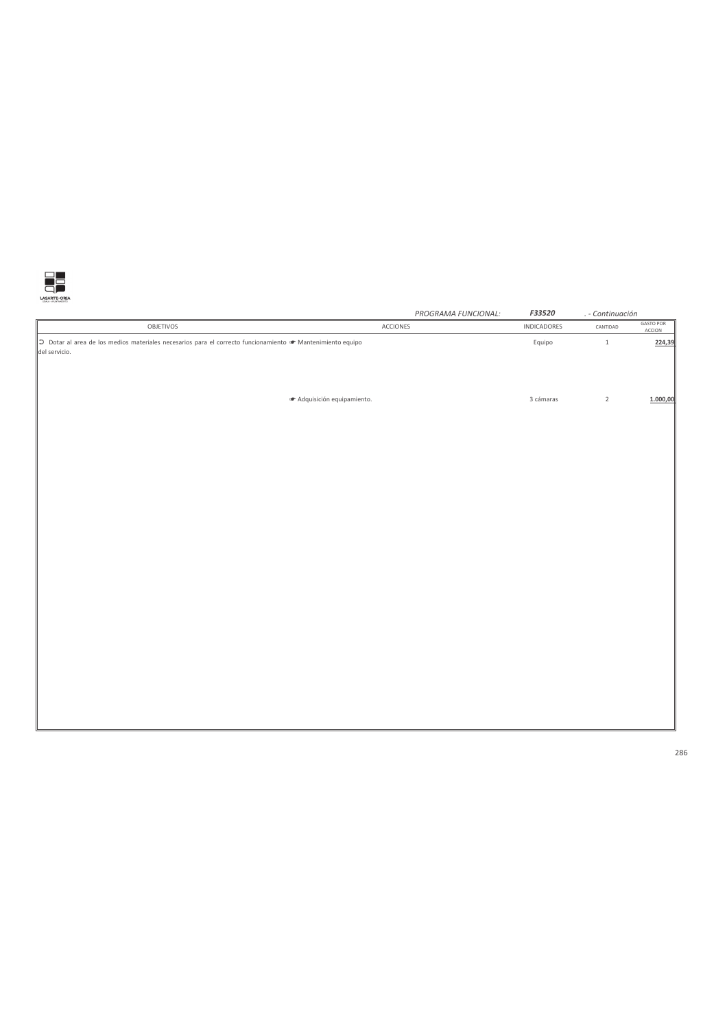PROGRAMA FUNCIONAL: ***F33520*** *. - Continuación*

| OBJETIVOS | ACCIONES | INDICADORES | CANTIDAD | GASTO POR ACCION |
|---|---|---|---|---|
| ➲ Dotar al area de los medios materiales necesarios para el correcto funcionamiento del servicio. | ☛ Mantenimiento equipo | Equipo | 1 | **224,39** |
| | ☛ Adquisición equipamiento. | 3 cámaras | 2 | **1.000,00** |